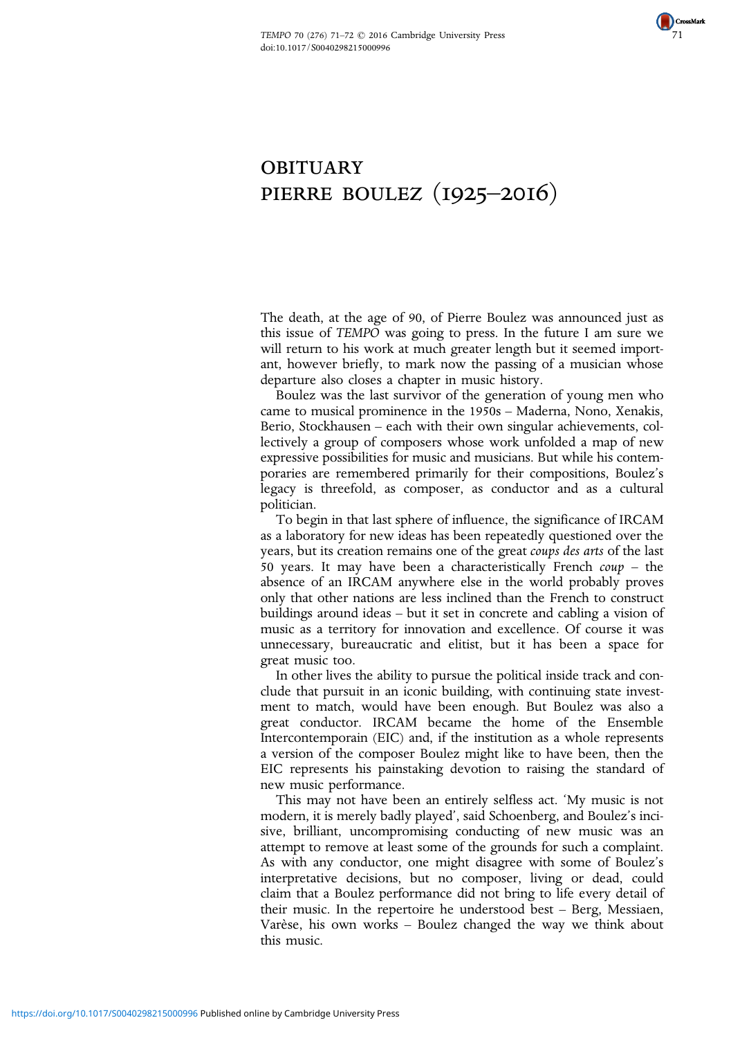# OBITUARY
# PIERRE BOULEZ (1925–2016)

The death, at the age of 90, of Pierre Boulez was announced just as this issue of *TEMPO* was going to press. In the future I am sure we will return to his work at much greater length but it seemed important, however briefly, to mark now the passing of a musician whose departure also closes a chapter in music history.

Boulez was the last survivor of the generation of young men who came to musical prominence in the 1950s – Maderna, Nono, Xenakis, Berio, Stockhausen – each with their own singular achievements, collectively a group of composers whose work unfolded a map of new expressive possibilities for music and musicians. But while his contemporaries are remembered primarily for their compositions, Boulez's legacy is threefold, as composer, as conductor and as a cultural politician.

To begin in that last sphere of influence, the significance of IRCAM as a laboratory for new ideas has been repeatedly questioned over the years, but its creation remains one of the great *coups des arts* of the last 50 years. It may have been a characteristically French *coup* – the absence of an IRCAM anywhere else in the world probably proves only that other nations are less inclined than the French to construct buildings around ideas – but it set in concrete and cabling a vision of music as a territory for innovation and excellence. Of course it was unnecessary, bureaucratic and elitist, but it has been a space for great music too.

In other lives the ability to pursue the political inside track and conclude that pursuit in an iconic building, with continuing state investment to match, would have been enough. But Boulez was also a great conductor. IRCAM became the home of the Ensemble Intercontemporain (EIC) and, if the institution as a whole represents a version of the composer Boulez might like to have been, then the EIC represents his painstaking devotion to raising the standard of new music performance.

This may not have been an entirely selfless act. 'My music is not modern, it is merely badly played', said Schoenberg, and Boulez's incisive, brilliant, uncompromising conducting of new music was an attempt to remove at least some of the grounds for such a complaint. As with any conductor, one might disagree with some of Boulez's interpretative decisions, but no composer, living or dead, could claim that a Boulez performance did not bring to life every detail of their music. In the repertoire he understood best – Berg, Messiaen, Varèse, his own works – Boulez changed the way we think about this music.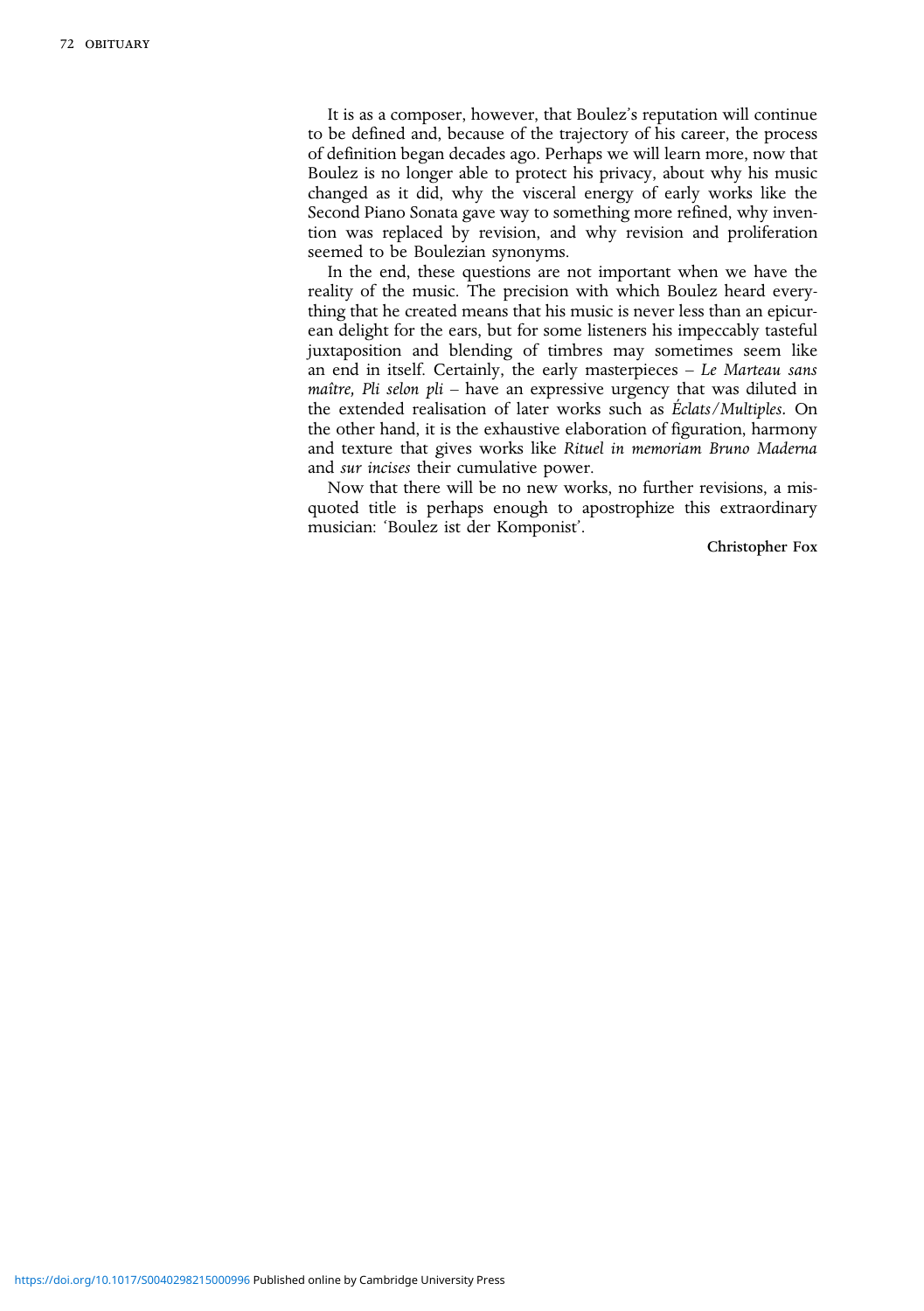It is as a composer, however, that Boulez's reputation will continue to be defined and, because of the trajectory of his career, the process of definition began decades ago. Perhaps we will learn more, now that Boulez is no longer able to protect his privacy, about why his music changed as it did, why the visceral energy of early works like the Second Piano Sonata gave way to something more refined, why invention was replaced by revision, and why revision and proliferation seemed to be Boulezian synonyms.

In the end, these questions are not important when we have the reality of the music. The precision with which Boulez heard everything that he created means that his music is never less than an epicurean delight for the ears, but for some listeners his impeccably tasteful juxtaposition and blending of timbres may sometimes seem like an end in itself. Certainly, the early masterpieces – *Le Marteau sans maître, Pli selon pli* – have an expressive urgency that was diluted in the extended realisation of later works such as *Éclats/Multiples*. On the other hand, it is the exhaustive elaboration of figuration, harmony and texture that gives works like *Rituel in memoriam Bruno Maderna* and *sur incises* their cumulative power.

Now that there will be no new works, no further revisions, a misquoted title is perhaps enough to apostrophize this extraordinary musician: 'Boulez ist der Komponist'.

**Christopher Fox**

https://doi.org/10.1017/S0040298215000996 Published online by Cambridge University Press